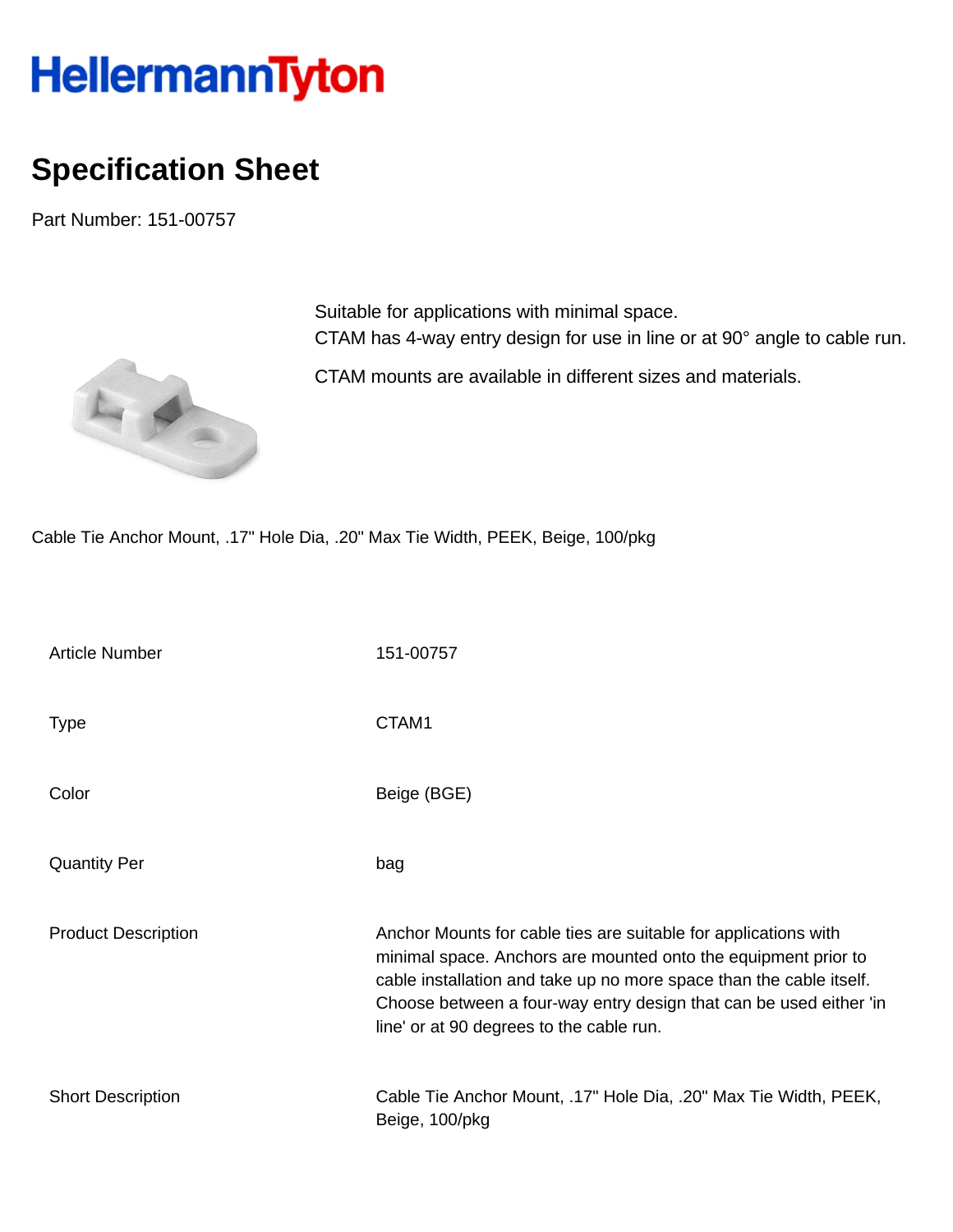HellermannTyton

# Specification Sheet

Part Number: 151-00757

Suitable for applications with minimal space.
CTAM has 4-way entry design for use in line or at 90° angle to cable run.

CTAM mounts are available in different sizes and materials.

Cable Tie Anchor Mount, .17" Hole Dia, .20" Max Tie Width, PEEK, Beige, 100/pkg

| | |
|---|---|
| Article Number | 151-00757 |
| Type | CTAM1 |
| Color | Beige (BGE) |
| Quantity Per | bag |
| Product Description | Anchor Mounts for cable ties are suitable for applications with minimal space. Anchors are mounted onto the equipment prior to cable installation and take up no more space than the cable itself. Choose between a four-way entry design that can be used either 'in line' or at 90 degrees to the cable run. |
| Short Description | Cable Tie Anchor Mount, .17" Hole Dia, .20" Max Tie Width, PEEK, Beige, 100/pkg |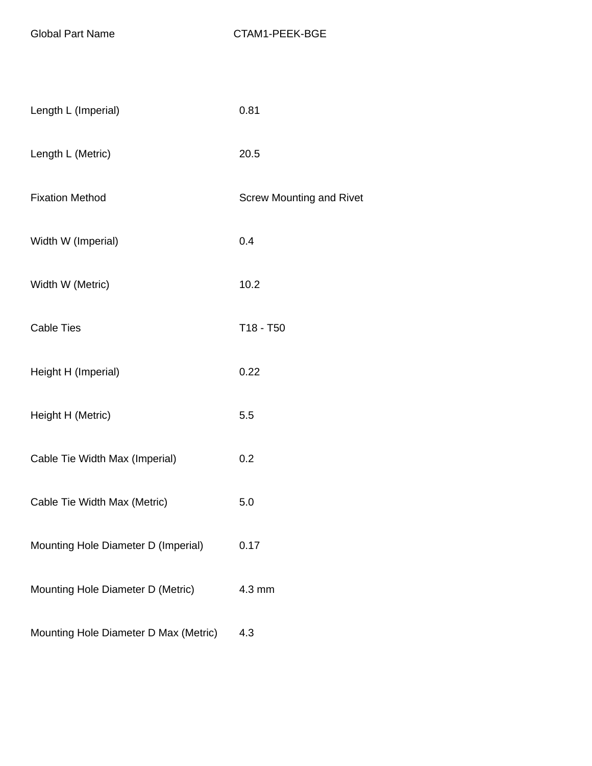| Global Part Name | CTAM1-PEEK-BGE |
| --- | --- |
| Length L (Imperial) | 0.81 |
| Length L (Metric) | 20.5 |
| Fixation Method | Screw Mounting and Rivet |
| Width W (Imperial) | 0.4 |
| Width W (Metric) | 10.2 |
| Cable Ties | T18 - T50 |
| Height H (Imperial) | 0.22 |
| Height H (Metric) | 5.5 |
| Cable Tie Width Max (Imperial) | 0.2 |
| Cable Tie Width Max (Metric) | 5.0 |
| Mounting Hole Diameter D (Imperial) | 0.17 |
| Mounting Hole Diameter D (Metric) | 4.3 mm |
| Mounting Hole Diameter D Max (Metric) | 4.3 |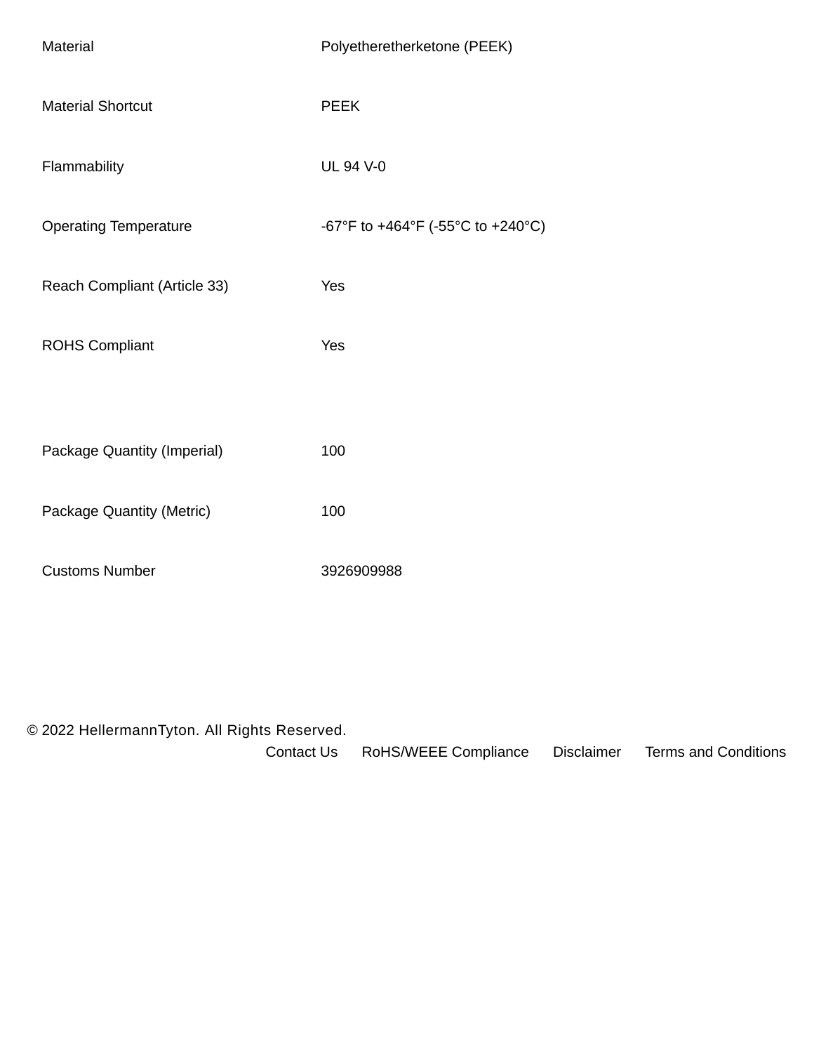| | |
|---|---|
| Material | Polyetheretherketone (PEEK) |
| Material Shortcut | PEEK |
| Flammability | UL 94 V-0 |
| Operating Temperature | -67°F to +464°F (-55°C to +240°C) |
| Reach Compliant (Article 33) | Yes |
| ROHS Compliant | Yes |

| | |
|---|---|
| Package Quantity (Imperial) | 100 |
| Package Quantity (Metric) | 100 |
| Customs Number | 3926909988 |

© 2022 HellermannTyton. All Rights Reserved.

Contact Us RoHS/WEEE Compliance Disclaimer Terms and Conditions